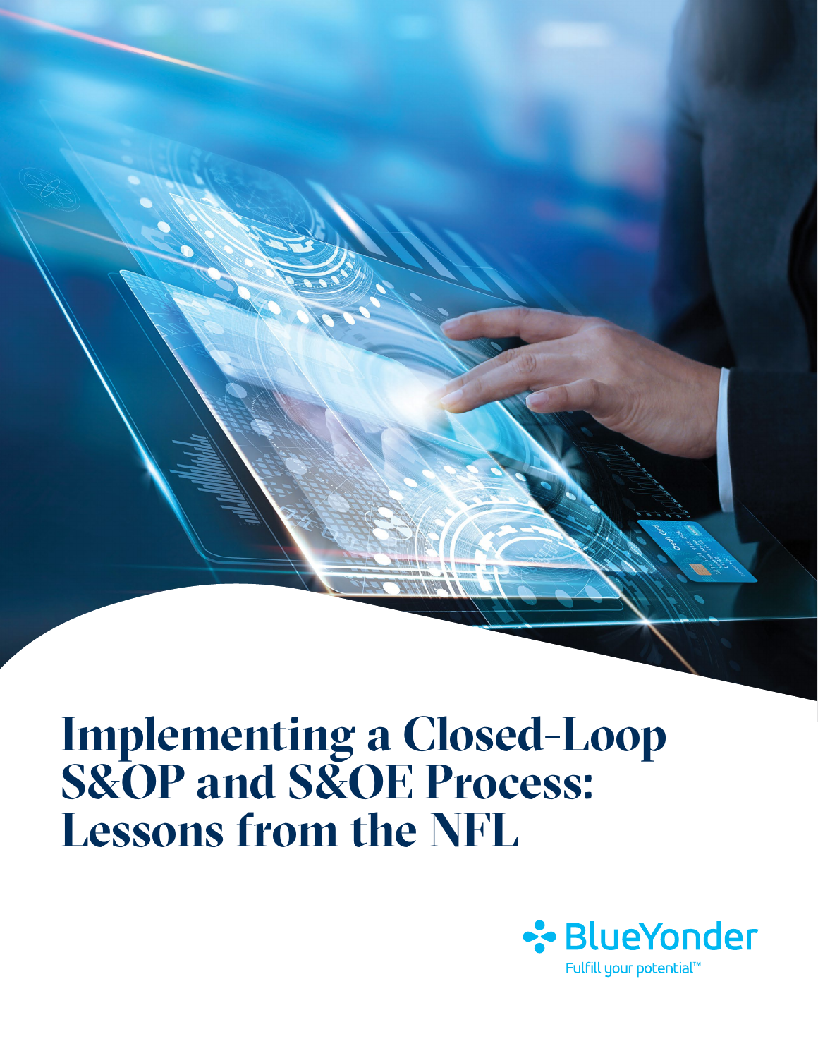# Implementing a Closed-Loop S&OP and S&OE Process: Lessons from the NFL

BlueYonder

Fulfill your potential™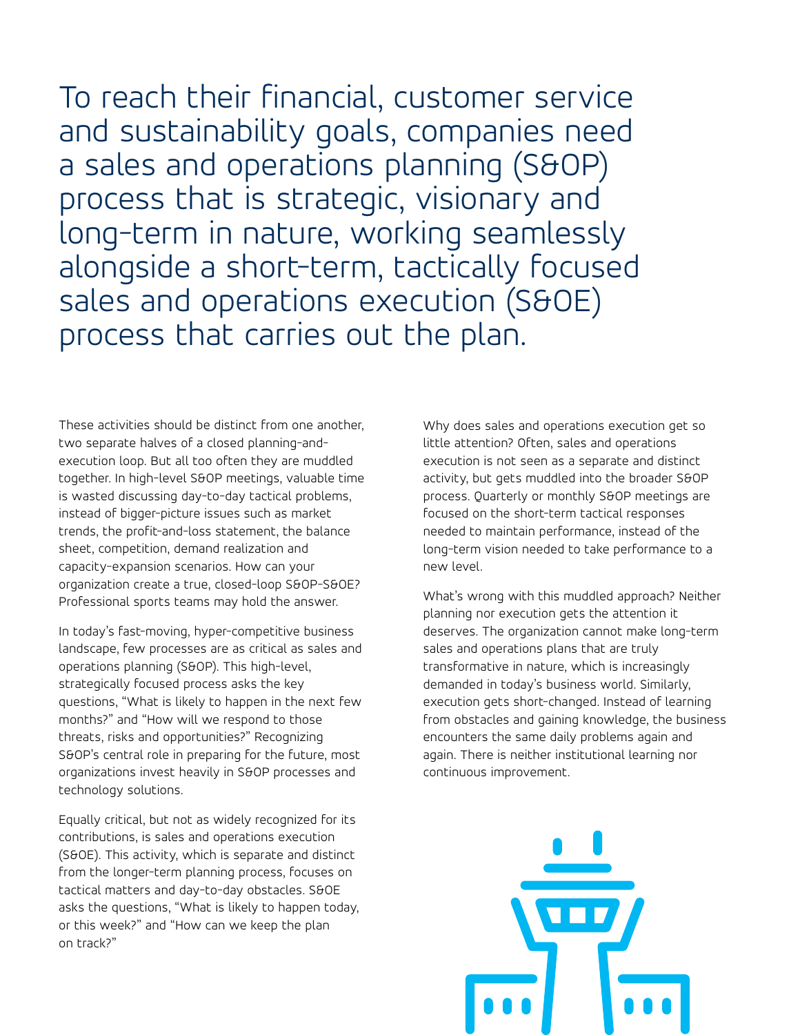# To reach their financial, customer service and sustainability goals, companies need a sales and operations planning (S&OP) process that is strategic, visionary and long-term in nature, working seamlessly alongside a short-term, tactically focused sales and operations execution (S&OE) process that carries out the plan.

These activities should be distinct from one another, two separate halves of a closed planning-and-execution loop. But all too often they are muddled together. In high-level S&OP meetings, valuable time is wasted discussing day-to-day tactical problems, instead of bigger-picture issues such as market trends, the profit-and-loss statement, the balance sheet, competition, demand realization and capacity-expansion scenarios. How can your organization create a true, closed-loop S&OP-S&OE? Professional sports teams may hold the answer.

In today's fast-moving, hyper-competitive business landscape, few processes are as critical as sales and operations planning (S&OP). This high-level, strategically focused process asks the key questions, "What is likely to happen in the next few months?" and "How will we respond to those threats, risks and opportunities?" Recognizing S&OP's central role in preparing for the future, most organizations invest heavily in S&OP processes and technology solutions.

Equally critical, but not as widely recognized for its contributions, is sales and operations execution (S&OE). This activity, which is separate and distinct from the longer-term planning process, focuses on tactical matters and day-to-day obstacles. S&OE asks the questions, "What is likely to happen today, or this week?" and "How can we keep the plan on track?"

Why does sales and operations execution get so little attention? Often, sales and operations execution is not seen as a separate and distinct activity, but gets muddled into the broader S&OP process. Quarterly or monthly S&OP meetings are focused on the short-term tactical responses needed to maintain performance, instead of the long-term vision needed to take performance to a new level.

What's wrong with this muddled approach? Neither planning nor execution gets the attention it deserves. The organization cannot make long-term sales and operations plans that are truly transformative in nature, which is increasingly demanded in today's business world. Similarly, execution gets short-changed. Instead of learning from obstacles and gaining knowledge, the business encounters the same daily problems again and again. There is neither institutional learning nor continuous improvement.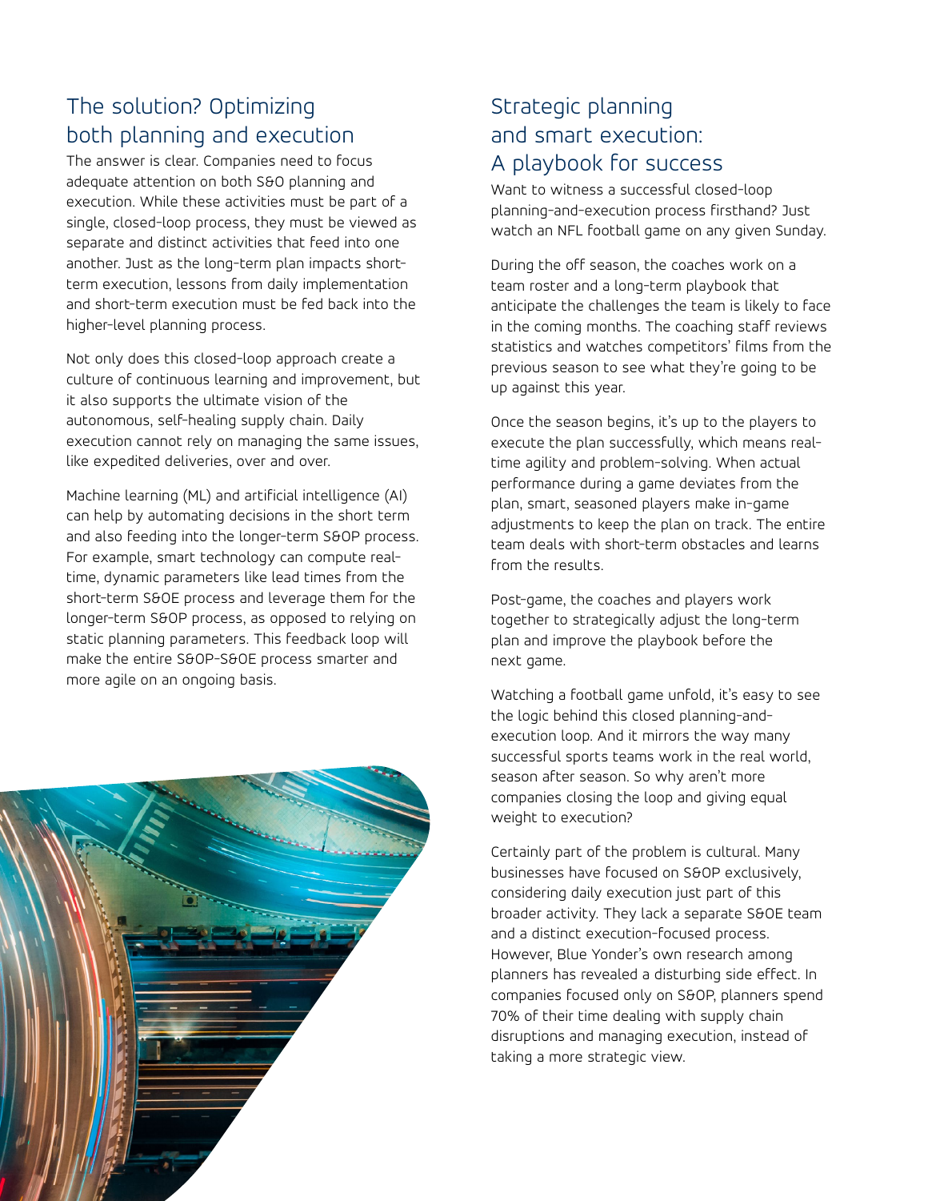## The solution? Optimizing both planning and execution

The answer is clear. Companies need to focus adequate attention on both S&O planning and execution. While these activities must be part of a single, closed-loop process, they must be viewed as separate and distinct activities that feed into one another. Just as the long-term plan impacts short-term execution, lessons from daily implementation and short-term execution must be fed back into the higher-level planning process.

Not only does this closed-loop approach create a culture of continuous learning and improvement, but it also supports the ultimate vision of the autonomous, self-healing supply chain. Daily execution cannot rely on managing the same issues, like expedited deliveries, over and over.

Machine learning (ML) and artificial intelligence (AI) can help by automating decisions in the short term and also feeding into the longer-term S&OP process. For example, smart technology can compute real-time, dynamic parameters like lead times from the short-term S&OE process and leverage them for the longer-term S&OP process, as opposed to relying on static planning parameters. This feedback loop will make the entire S&OP-S&OE process smarter and more agile on an ongoing basis.

## Strategic planning and smart execution: A playbook for success

Want to witness a successful closed-loop planning-and-execution process firsthand? Just watch an NFL football game on any given Sunday.

During the off season, the coaches work on a team roster and a long-term playbook that anticipate the challenges the team is likely to face in the coming months. The coaching staff reviews statistics and watches competitors' films from the previous season to see what they're going to be up against this year.

Once the season begins, it's up to the players to execute the plan successfully, which means real-time agility and problem-solving. When actual performance during a game deviates from the plan, smart, seasoned players make in-game adjustments to keep the plan on track. The entire team deals with short-term obstacles and learns from the results.

Post-game, the coaches and players work together to strategically adjust the long-term plan and improve the playbook before the next game.

Watching a football game unfold, it's easy to see the logic behind this closed planning-and-execution loop. And it mirrors the way many successful sports teams work in the real world, season after season. So why aren't more companies closing the loop and giving equal weight to execution?

Certainly part of the problem is cultural. Many businesses have focused on S&OP exclusively, considering daily execution just part of this broader activity. They lack a separate S&OE team and a distinct execution-focused process. However, Blue Yonder's own research among planners has revealed a disturbing side effect. In companies focused only on S&OP, planners spend 70% of their time dealing with supply chain disruptions and managing execution, instead of taking a more strategic view.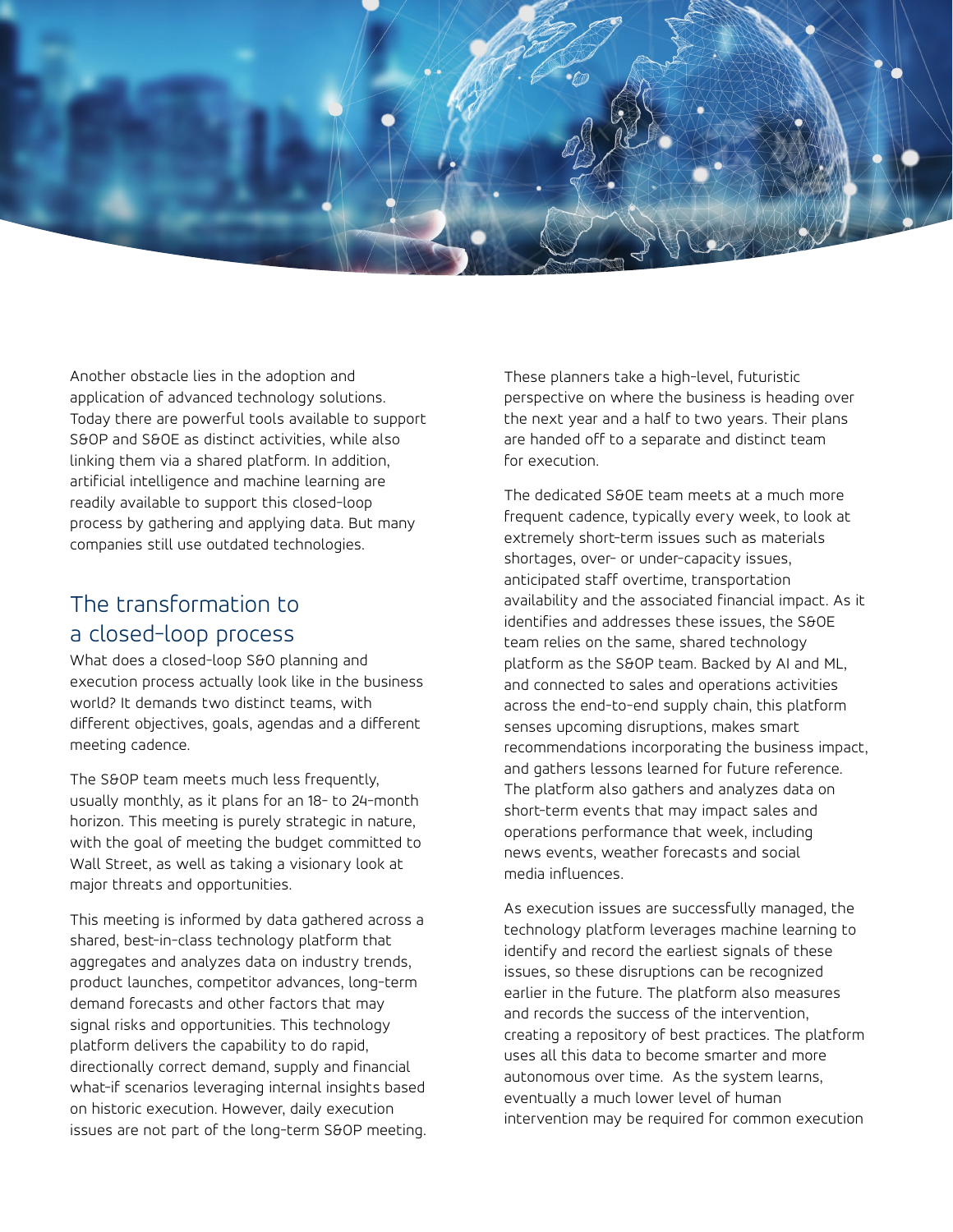Another obstacle lies in the adoption and application of advanced technology solutions. Today there are powerful tools available to support S&OP and S&OE as distinct activities, while also linking them via a shared platform. In addition, artificial intelligence and machine learning are readily available to support this closed-loop process by gathering and applying data. But many companies still use outdated technologies.

## The transformation to a closed-loop process

What does a closed-loop S&O planning and execution process actually look like in the business world? It demands two distinct teams, with different objectives, goals, agendas and a different meeting cadence.

The S&OP team meets much less frequently, usually monthly, as it plans for an 18- to 24-month horizon. This meeting is purely strategic in nature, with the goal of meeting the budget committed to Wall Street, as well as taking a visionary look at major threats and opportunities.

This meeting is informed by data gathered across a shared, best-in-class technology platform that aggregates and analyzes data on industry trends, product launches, competitor advances, long-term demand forecasts and other factors that may signal risks and opportunities. This technology platform delivers the capability to do rapid, directionally correct demand, supply and financial what-if scenarios leveraging internal insights based on historic execution. However, daily execution issues are not part of the long-term S&OP meeting. These planners take a high-level, futuristic perspective on where the business is heading over the next year and a half to two years. Their plans are handed off to a separate and distinct team for execution.

The dedicated S&OE team meets at a much more frequent cadence, typically every week, to look at extremely short-term issues such as materials shortages, over- or under-capacity issues, anticipated staff overtime, transportation availability and the associated financial impact. As it identifies and addresses these issues, the S&OE team relies on the same, shared technology platform as the S&OP team. Backed by AI and ML, and connected to sales and operations activities across the end-to-end supply chain, this platform senses upcoming disruptions, makes smart recommendations incorporating the business impact, and gathers lessons learned for future reference. The platform also gathers and analyzes data on short-term events that may impact sales and operations performance that week, including news events, weather forecasts and social media influences.

As execution issues are successfully managed, the technology platform leverages machine learning to identify and record the earliest signals of these issues, so these disruptions can be recognized earlier in the future. The platform also measures and records the success of the intervention, creating a repository of best practices. The platform uses all this data to become smarter and more autonomous over time. As the system learns, eventually a much lower level of human intervention may be required for common execution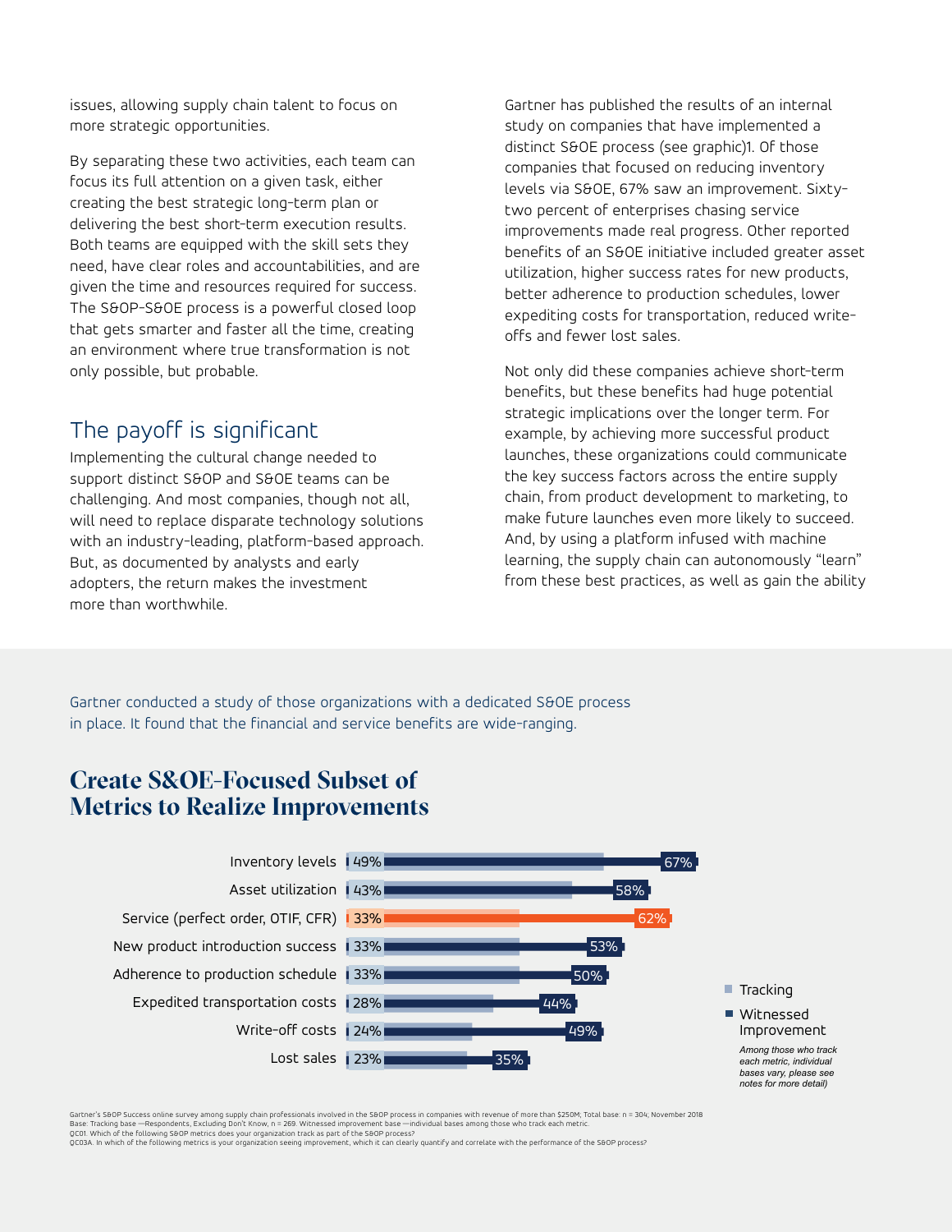issues, allowing supply chain talent to focus on more strategic opportunities.

By separating these two activities, each team can focus its full attention on a given task, either creating the best strategic long-term plan or delivering the best short-term execution results. Both teams are equipped with the skill sets they need, have clear roles and accountabilities, and are given the time and resources required for success. The S&OP-S&OE process is a powerful closed loop that gets smarter and faster all the time, creating an environment where true transformation is not only possible, but probable.

## The payoff is significant

Implementing the cultural change needed to support distinct S&OP and S&OE teams can be challenging. And most companies, though not all, will need to replace disparate technology solutions with an industry-leading, platform-based approach. But, as documented by analysts and early adopters, the return makes the investment more than worthwhile.

Gartner has published the results of an internal study on companies that have implemented a distinct S&OE process (see graphic)1. Of those companies that focused on reducing inventory levels via S&OE, 67% saw an improvement. Sixty-two percent of enterprises chasing service improvements made real progress. Other reported benefits of an S&OE initiative included greater asset utilization, higher success rates for new products, better adherence to production schedules, lower expediting costs for transportation, reduced write-offs and fewer lost sales.

Not only did these companies achieve short-term benefits, but these benefits had huge potential strategic implications over the longer term. For example, by achieving more successful product launches, these organizations could communicate the key success factors across the entire supply chain, from product development to marketing, to make future launches even more likely to succeed. And, by using a platform infused with machine learning, the supply chain can autonomously "learn" from these best practices, as well as gain the ability

Gartner conducted a study of those organizations with a dedicated S&OE process in place. It found that the financial and service benefits are wide-ranging.

## Create S&OE-Focused Subset of Metrics to Realize Improvements

Inventory levels 49% 67%
Asset utilization 43% 58%
Service (perfect order, OTIF, CFR) 33% 62%
New product introduction success 33% 53%
Adherence to production schedule 33% 50%
Expedited transportation costs 28% 44%
Write-off costs 24% 49%
Lost sales 23% 35%

Tracking
Witnessed Improvement

*Among those who track each metric, individual bases vary, please see notes for more detail)*

Gartner's S&OP Success online survey among supply chain professionals involved in the S&OP process in companies with revenue of more than $250M; Total base: n = 304; November 2018
Base: Tracking base —Respondents, Excluding Don't Know, n = 269. Witnessed improvement base —individual bases among those who track each metric.
QC01. Which of the following S&OP metrics does your organization track as part of the S&OP process?
QC03A. In which of the following metrics is your organization seeing improvement, which it can clearly quantify and correlate with the performance of the S&OP process?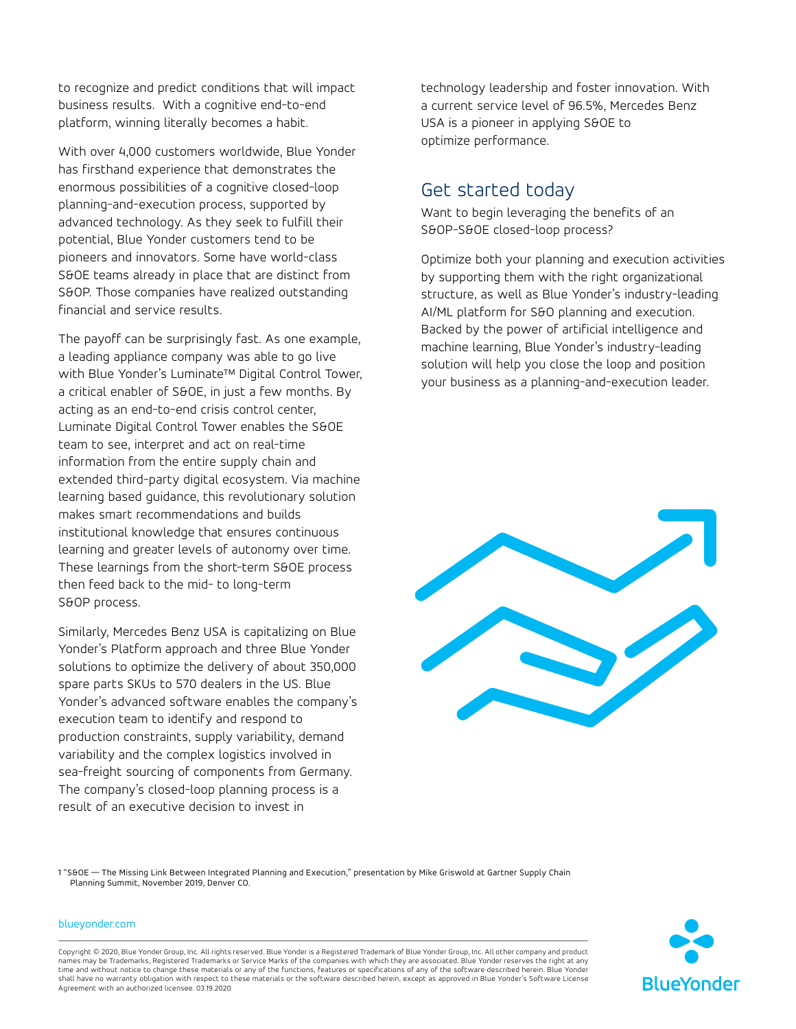to recognize and predict conditions that will impact business results. With a cognitive end-to-end platform, winning literally becomes a habit.

With over 4,000 customers worldwide, Blue Yonder has firsthand experience that demonstrates the enormous possibilities of a cognitive closed-loop planning-and-execution process, supported by advanced technology. As they seek to fulfill their potential, Blue Yonder customers tend to be pioneers and innovators. Some have world-class S&OE teams already in place that are distinct from S&OP. Those companies have realized outstanding financial and service results.

The payoff can be surprisingly fast. As one example, a leading appliance company was able to go live with Blue Yonder's Luminate™ Digital Control Tower, a critical enabler of S&OE, in just a few months. By acting as an end-to-end crisis control center, Luminate Digital Control Tower enables the S&OE team to see, interpret and act on real-time information from the entire supply chain and extended third-party digital ecosystem. Via machine learning based guidance, this revolutionary solution makes smart recommendations and builds institutional knowledge that ensures continuous learning and greater levels of autonomy over time. These learnings from the short-term S&OE process then feed back to the mid- to long-term S&OP process.

Similarly, Mercedes Benz USA is capitalizing on Blue Yonder's Platform approach and three Blue Yonder solutions to optimize the delivery of about 350,000 spare parts SKUs to 570 dealers in the US. Blue Yonder's advanced software enables the company's execution team to identify and respond to production constraints, supply variability, demand variability and the complex logistics involved in sea-freight sourcing of components from Germany. The company's closed-loop planning process is a result of an executive decision to invest in technology leadership and foster innovation. With a current service level of 96.5%, Mercedes Benz USA is a pioneer in applying S&OE to optimize performance.

## Get started today

Want to begin leveraging the benefits of an S&OP-S&OE closed-loop process?

Optimize both your planning and execution activities by supporting them with the right organizational structure, as well as Blue Yonder's industry-leading AI/ML platform for S&O planning and execution. Backed by the power of artificial intelligence and machine learning, Blue Yonder's industry-leading solution will help you close the loop and position your business as a planning-and-execution leader.

1 "S&OE — The Missing Link Between Integrated Planning and Execution," presentation by Mike Griswold at Gartner Supply Chain Planning Summit, November 2019, Denver CO.

blueyonder.com

Copyright © 2020, Blue Yonder Group, Inc. All rights reserved. Blue Yonder is a Registered Trademark of Blue Yonder Group, Inc. All other company and product names may be Trademarks, Registered Trademarks or Service Marks of the companies with which they are associated. Blue Yonder reserves the right at any time and without notice to change these materials or any of the functions, features or specifications of any of the software described herein. Blue Yonder shall have no warranty obligation with respect to these materials or the software described herein, except as approved in Blue Yonder's Software License Agreement with an authorized licensee. 03.19.2020

BlueYonder